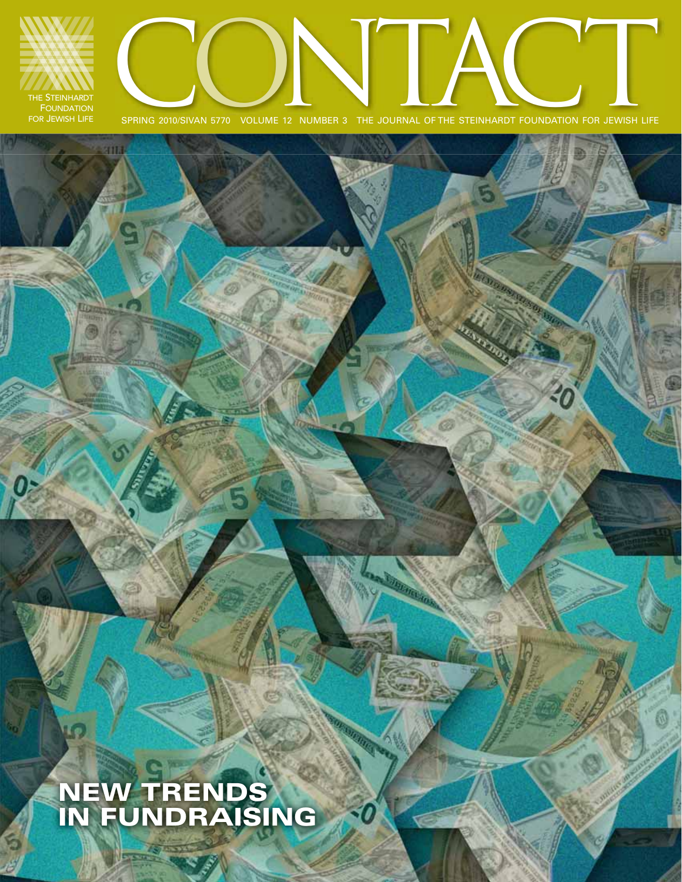THE STEINHARDT FOUNDATION FOR JEWISH LIFE

# CONTACT

SPRING 2010/SIVAN 5770 VOLUME 12 NUMBER 3 THE JOURNAL OF THE STEINHARDT FOUNDATION FOR JEWISH LIFE

## NEW TRENDS IN FUNDRAISING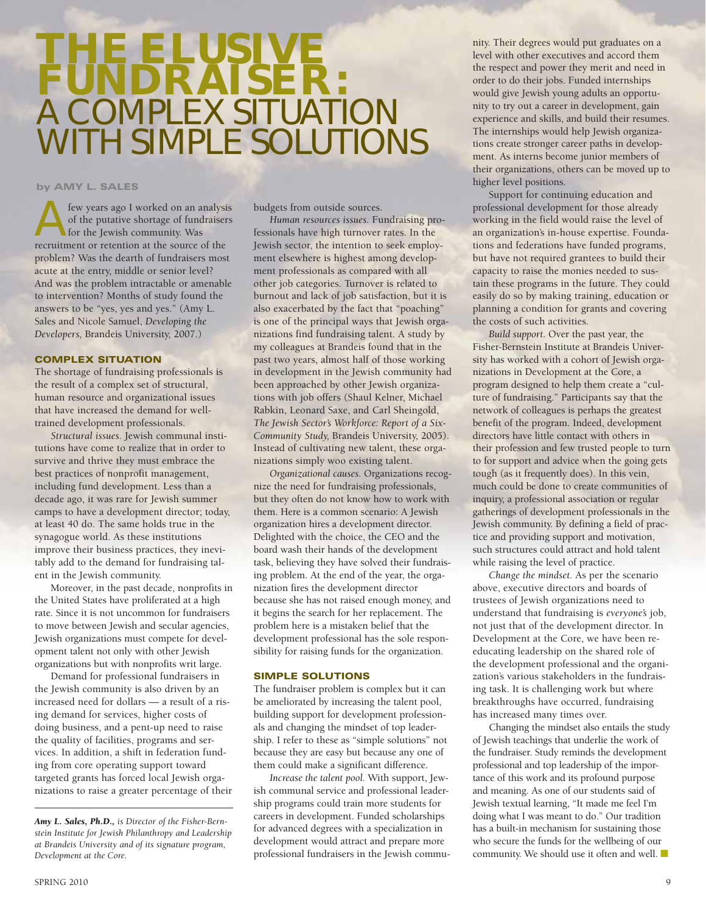# THE ELUSIVE FUNDRAISER: A COMPLEX SITUATION WITH SIMPLE SOLUTIONS

**by AMY L. SALES**

A few years ago I worked on an analysis of the putative shortage of fundraisers for the Jewish community. Was recruitment or retention at the source of the problem? Was the dearth of fundraisers most acute at the entry, middle or senior level? And was the problem intractable or amenable to intervention? Months of study found the answers to be "yes, yes and yes." (Amy L. Sales and Nicole Samuel, *Developing the Developers,* Brandeis University, 2007.)

## COMPLEX SITUATION

The shortage of fundraising professionals is the result of a complex set of structural, human resource and organizational issues that have increased the demand for well-trained development professionals.

*Structural issues.* Jewish communal institutions have come to realize that in order to survive and thrive they must embrace the best practices of nonprofit management, including fund development. Less than a decade ago, it was rare for Jewish summer camps to have a development director; today, at least 40 do. The same holds true in the synagogue world. As these institutions improve their business practices, they inevitably add to the demand for fundraising talent in the Jewish community.

Moreover, in the past decade, nonprofits in the United States have proliferated at a high rate. Since it is not uncommon for fundraisers to move between Jewish and secular agencies, Jewish organizations must compete for development talent not only with other Jewish organizations but with nonprofits writ large.

Demand for professional fundraisers in the Jewish community is also driven by an increased need for dollars — a result of a rising demand for services, higher costs of doing business, and a pent-up need to raise the quality of facilities, programs and services. In addition, a shift in federation funding from core operating support toward targeted grants has forced local Jewish organizations to raise a greater percentage of their budgets from outside sources.

*Human resources issues.* Fundraising professionals have high turnover rates. In the Jewish sector, the intention to seek employment elsewhere is highest among development professionals as compared with all other job categories. Turnover is related to burnout and lack of job satisfaction, but it is also exacerbated by the fact that "poaching" is one of the principal ways that Jewish organizations find fundraising talent. A study by my colleagues at Brandeis found that in the past two years, almost half of those working in development in the Jewish community had been approached by other Jewish organizations with job offers (Shaul Kelner, Michael Rabkin, Leonard Saxe, and Carl Sheingold, *The Jewish Sector's Workforce: Report of a Six-Community Study,* Brandeis University, 2005). Instead of cultivating new talent, these organizations simply woo existing talent.

*Organizational causes.* Organizations recognize the need for fundraising professionals, but they often do not know how to work with them. Here is a common scenario: A Jewish organization hires a development director. Delighted with the choice, the CEO and the board wash their hands of the development task, believing they have solved their fundraising problem. At the end of the year, the organization fires the development director because she has not raised enough money, and it begins the search for her replacement. The problem here is a mistaken belief that the development professional has the sole responsibility for raising funds for the organization.

## SIMPLE SOLUTIONS

The fundraiser problem is complex but it can be ameliorated by increasing the talent pool, building support for development professionals and changing the mindset of top leadership. I refer to these as "simple solutions" not because they are easy but because any one of them could make a significant difference.

*Increase the talent pool.* With support, Jewish communal service and professional leadership programs could train more students for careers in development. Funded scholarships for advanced degrees with a specialization in development would attract and prepare more professional fundraisers in the Jewish community. Their degrees would put graduates on a level with other executives and accord them the respect and power they merit and need in order to do their jobs. Funded internships would give Jewish young adults an opportunity to try out a career in development, gain experience and skills, and build their resumes. The internships would help Jewish organizations create stronger career paths in development. As interns become junior members of their organizations, others can be moved up to higher level positions.

Support for continuing education and professional development for those already working in the field would raise the level of an organization's in-house expertise. Foundations and federations have funded programs, but have not required grantees to build their capacity to raise the monies needed to sustain these programs in the future. They could easily do so by making training, education or planning a condition for grants and covering the costs of such activities.

*Build support.* Over the past year, the Fisher-Bernstein Institute at Brandeis University has worked with a cohort of Jewish organizations in Development at the Core, a program designed to help them create a "culture of fundraising." Participants say that the network of colleagues is perhaps the greatest benefit of the program. Indeed, development directors have little contact with others in their profession and few trusted people to turn to for support and advice when the going gets tough (as it frequently does). In this vein, much could be done to create communities of inquiry, a professional association or regular gatherings of development professionals in the Jewish community. By defining a field of practice and providing support and motivation, such structures could attract and hold talent while raising the level of practice.

*Change the mindset.* As per the scenario above, executive directors and boards of trustees of Jewish organizations need to understand that fundraising is *everyone's* job, not just that of the development director. In Development at the Core, we have been re-educating leadership on the shared role of the development professional and the organization's various stakeholders in the fundraising task. It is challenging work but where breakthroughs have occurred, fundraising has increased many times over.

Changing the mindset also entails the study of Jewish teachings that underlie the work of the fundraiser. Study reminds the development professional and top leadership of the importance of this work and its profound purpose and meaning. As one of our students said of Jewish textual learning, "It made me feel I'm doing what I was meant to do." Our tradition has a built-in mechanism for sustaining those who secure the funds for the wellbeing of our community. We should use it often and well. ■

---

***Amy L. Sales, Ph.D.,*** *is Director of the Fisher-Bernstein Institute for Jewish Philanthropy and Leadership at Brandeis University and of its signature program, Development at the Core.*